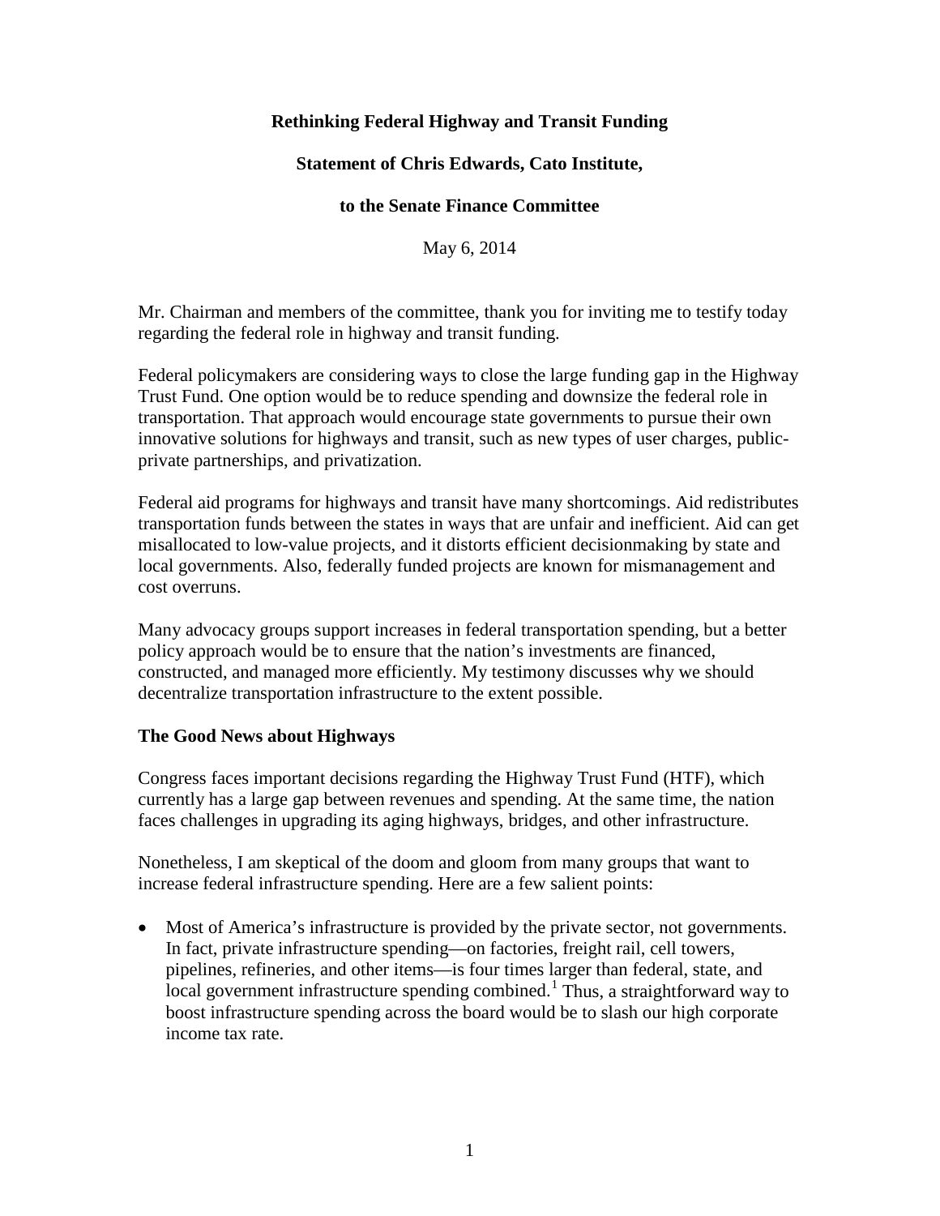**Rethinking Federal Highway and Transit Funding**

**Statement of Chris Edwards, Cato Institute,**

**to the Senate Finance Committee**

May 6, 2014

Mr. Chairman and members of the committee, thank you for inviting me to testify today regarding the federal role in highway and transit funding.

Federal policymakers are considering ways to close the large funding gap in the Highway Trust Fund. One option would be to reduce spending and downsize the federal role in transportation. That approach would encourage state governments to pursue their own innovative solutions for highways and transit, such as new types of user charges, public-private partnerships, and privatization.

Federal aid programs for highways and transit have many shortcomings. Aid redistributes transportation funds between the states in ways that are unfair and inefficient. Aid can get misallocated to low-value projects, and it distorts efficient decisionmaking by state and local governments. Also, federally funded projects are known for mismanagement and cost overruns.

Many advocacy groups support increases in federal transportation spending, but a better policy approach would be to ensure that the nation's investments are financed, constructed, and managed more efficiently. My testimony discusses why we should decentralize transportation infrastructure to the extent possible.

## The Good News about Highways

Congress faces important decisions regarding the Highway Trust Fund (HTF), which currently has a large gap between revenues and spending. At the same time, the nation faces challenges in upgrading its aging highways, bridges, and other infrastructure.

Nonetheless, I am skeptical of the doom and gloom from many groups that want to increase federal infrastructure spending. Here are a few salient points:

- Most of America's infrastructure is provided by the private sector, not governments. In fact, private infrastructure spending—on factories, freight rail, cell towers, pipelines, refineries, and other items—is four times larger than federal, state, and local government infrastructure spending combined.[1] Thus, a straightforward way to boost infrastructure spending across the board would be to slash our high corporate income tax rate.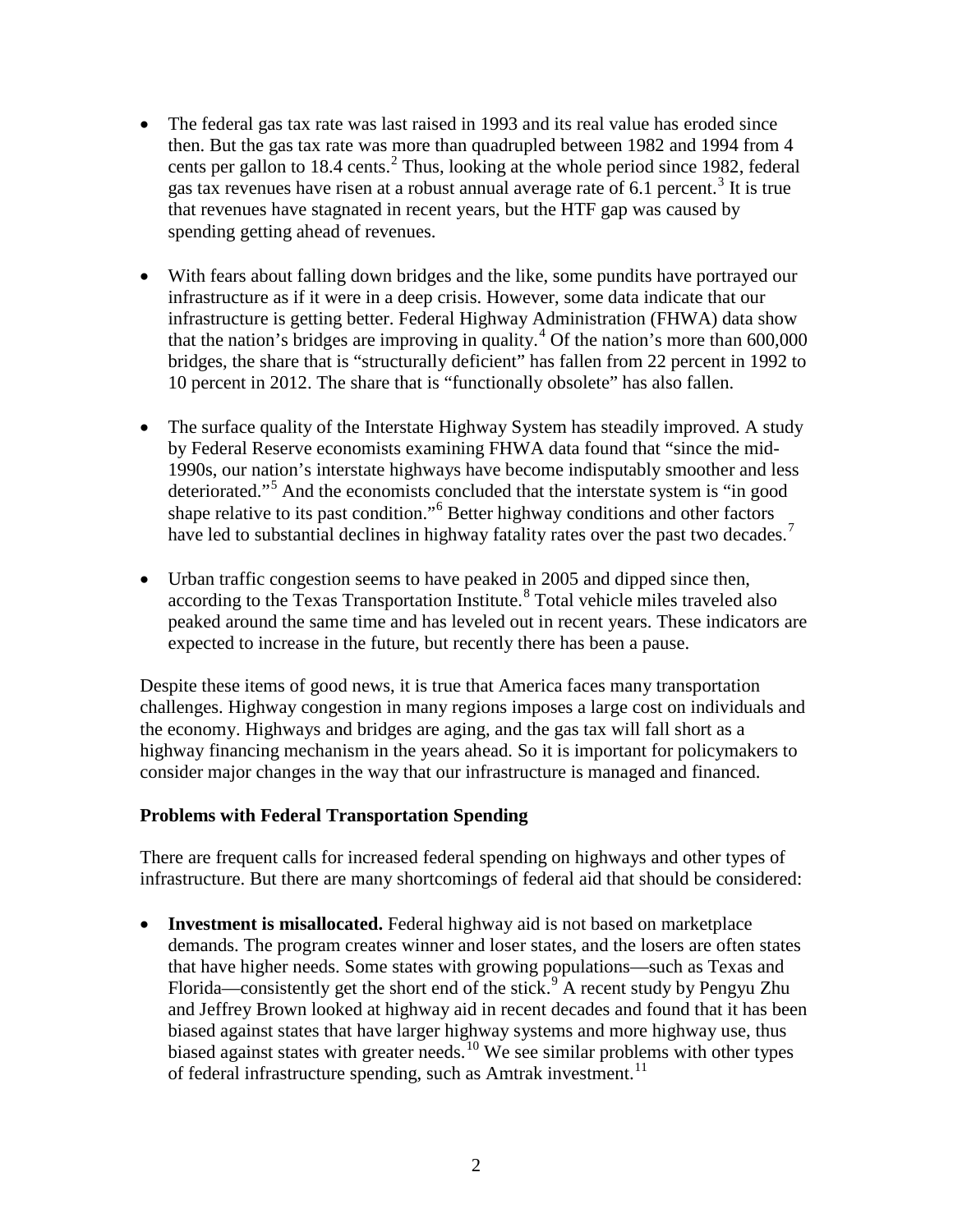- The federal gas tax rate was last raised in 1993 and its real value has eroded since then. But the gas tax rate was more than quadrupled between 1982 and 1994 from 4 cents per gallon to 18.4 cents.[2] Thus, looking at the whole period since 1982, federal gas tax revenues have risen at a robust annual average rate of 6.1 percent.[3] It is true that revenues have stagnated in recent years, but the HTF gap was caused by spending getting ahead of revenues.

- With fears about falling down bridges and the like, some pundits have portrayed our infrastructure as if it were in a deep crisis. However, some data indicate that our infrastructure is getting better. Federal Highway Administration (FHWA) data show that the nation's bridges are improving in quality.[4] Of the nation's more than 600,000 bridges, the share that is "structurally deficient" has fallen from 22 percent in 1992 to 10 percent in 2012. The share that is "functionally obsolete" has also fallen.

- The surface quality of the Interstate Highway System has steadily improved. A study by Federal Reserve economists examining FHWA data found that "since the mid-1990s, our nation's interstate highways have become indisputably smoother and less deteriorated."[5] And the economists concluded that the interstate system is "in good shape relative to its past condition."[6] Better highway conditions and other factors have led to substantial declines in highway fatality rates over the past two decades.[7]

- Urban traffic congestion seems to have peaked in 2005 and dipped since then, according to the Texas Transportation Institute.[8] Total vehicle miles traveled also peaked around the same time and has leveled out in recent years. These indicators are expected to increase in the future, but recently there has been a pause.

Despite these items of good news, it is true that America faces many transportation challenges. Highway congestion in many regions imposes a large cost on individuals and the economy. Highways and bridges are aging, and the gas tax will fall short as a highway financing mechanism in the years ahead. So it is important for policymakers to consider major changes in the way that our infrastructure is managed and financed.

### Problems with Federal Transportation Spending

There are frequent calls for increased federal spending on highways and other types of infrastructure. But there are many shortcomings of federal aid that should be considered:

- **Investment is misallocated.** Federal highway aid is not based on marketplace demands. The program creates winner and loser states, and the losers are often states that have higher needs. Some states with growing populations—such as Texas and Florida—consistently get the short end of the stick.[9] A recent study by Pengyu Zhu and Jeffrey Brown looked at highway aid in recent decades and found that it has been biased against states that have larger highway systems and more highway use, thus biased against states with greater needs.[10] We see similar problems with other types of federal infrastructure spending, such as Amtrak investment.[11]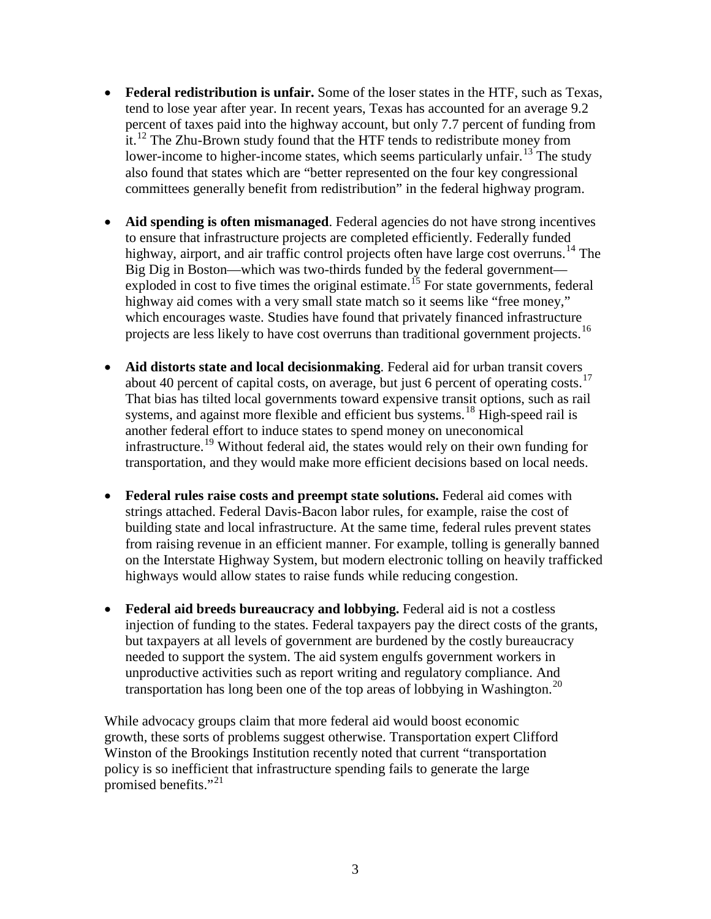- **Federal redistribution is unfair.** Some of the loser states in the HTF, such as Texas, tend to lose year after year. In recent years, Texas has accounted for an average 9.2 percent of taxes paid into the highway account, but only 7.7 percent of funding from it.[12] The Zhu-Brown study found that the HTF tends to redistribute money from lower-income to higher-income states, which seems particularly unfair.[13] The study also found that states which are "better represented on the four key congressional committees generally benefit from redistribution" in the federal highway program.

- **Aid spending is often mismanaged**. Federal agencies do not have strong incentives to ensure that infrastructure projects are completed efficiently. Federally funded highway, airport, and air traffic control projects often have large cost overruns.[14] The Big Dig in Boston—which was two-thirds funded by the federal government—exploded in cost to five times the original estimate.[15] For state governments, federal highway aid comes with a very small state match so it seems like "free money," which encourages waste. Studies have found that privately financed infrastructure projects are less likely to have cost overruns than traditional government projects.[16]

- **Aid distorts state and local decisionmaking**. Federal aid for urban transit covers about 40 percent of capital costs, on average, but just 6 percent of operating costs.[17] That bias has tilted local governments toward expensive transit options, such as rail systems, and against more flexible and efficient bus systems.[18] High-speed rail is another federal effort to induce states to spend money on uneconomical infrastructure.[19] Without federal aid, the states would rely on their own funding for transportation, and they would make more efficient decisions based on local needs.

- **Federal rules raise costs and preempt state solutions.** Federal aid comes with strings attached. Federal Davis-Bacon labor rules, for example, raise the cost of building state and local infrastructure. At the same time, federal rules prevent states from raising revenue in an efficient manner. For example, tolling is generally banned on the Interstate Highway System, but modern electronic tolling on heavily trafficked highways would allow states to raise funds while reducing congestion.

- **Federal aid breeds bureaucracy and lobbying.** Federal aid is not a costless injection of funding to the states. Federal taxpayers pay the direct costs of the grants, but taxpayers at all levels of government are burdened by the costly bureaucracy needed to support the system. The aid system engulfs government workers in unproductive activities such as report writing and regulatory compliance. And transportation has long been one of the top areas of lobbying in Washington.[20]

While advocacy groups claim that more federal aid would boost economic growth, these sorts of problems suggest otherwise. Transportation expert Clifford Winston of the Brookings Institution recently noted that current "transportation policy is so inefficient that infrastructure spending fails to generate the large promised benefits."[21]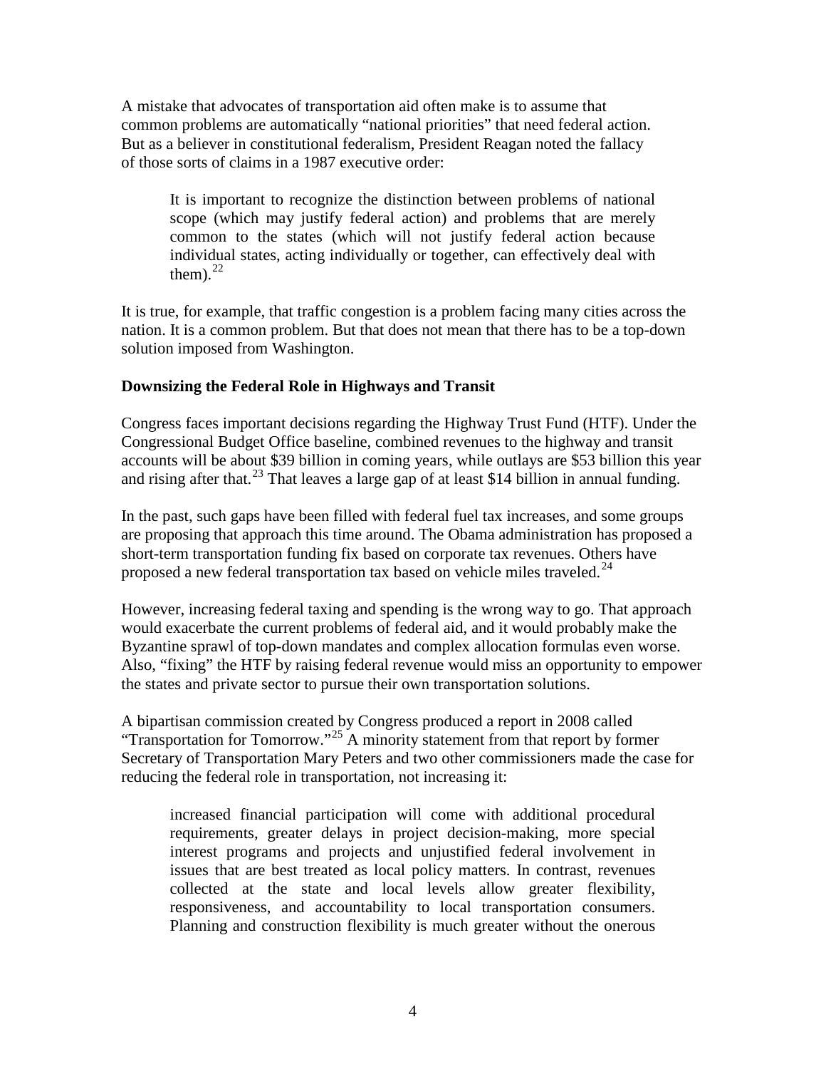A mistake that advocates of transportation aid often make is to assume that common problems are automatically "national priorities" that need federal action. But as a believer in constitutional federalism, President Reagan noted the fallacy of those sorts of claims in a 1987 executive order:

> It is important to recognize the distinction between problems of national scope (which may justify federal action) and problems that are merely common to the states (which will not justify federal action because individual states, acting individually or together, can effectively deal with them).[22]

It is true, for example, that traffic congestion is a problem facing many cities across the nation. It is a common problem. But that does not mean that there has to be a top-down solution imposed from Washington.

**Downsizing the Federal Role in Highways and Transit**

Congress faces important decisions regarding the Highway Trust Fund (HTF). Under the Congressional Budget Office baseline, combined revenues to the highway and transit accounts will be about $39 billion in coming years, while outlays are $53 billion this year and rising after that.[23] That leaves a large gap of at least $14 billion in annual funding.

In the past, such gaps have been filled with federal fuel tax increases, and some groups are proposing that approach this time around. The Obama administration has proposed a short-term transportation funding fix based on corporate tax revenues. Others have proposed a new federal transportation tax based on vehicle miles traveled.[24]

However, increasing federal taxing and spending is the wrong way to go. That approach would exacerbate the current problems of federal aid, and it would probably make the Byzantine sprawl of top-down mandates and complex allocation formulas even worse. Also, "fixing" the HTF by raising federal revenue would miss an opportunity to empower the states and private sector to pursue their own transportation solutions.

A bipartisan commission created by Congress produced a report in 2008 called "Transportation for Tomorrow."[25] A minority statement from that report by former Secretary of Transportation Mary Peters and two other commissioners made the case for reducing the federal role in transportation, not increasing it:

> increased financial participation will come with additional procedural requirements, greater delays in project decision-making, more special interest programs and projects and unjustified federal involvement in issues that are best treated as local policy matters. In contrast, revenues collected at the state and local levels allow greater flexibility, responsiveness, and accountability to local transportation consumers. Planning and construction flexibility is much greater without the onerous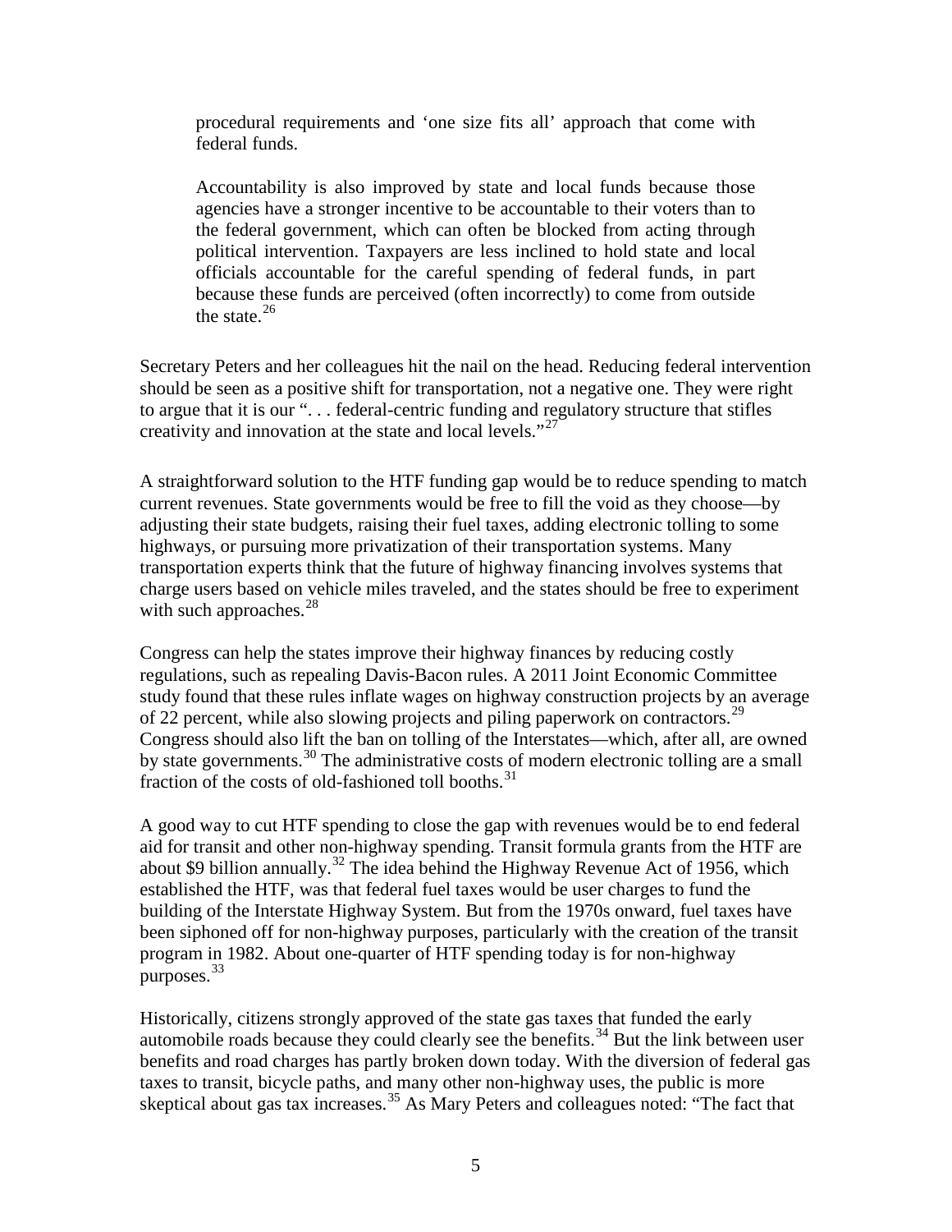> procedural requirements and 'one size fits all' approach that come with federal funds.
>
> Accountability is also improved by state and local funds because those agencies have a stronger incentive to be accountable to their voters than to the federal government, which can often be blocked from acting through political intervention. Taxpayers are less inclined to hold state and local officials accountable for the careful spending of federal funds, in part because these funds are perceived (often incorrectly) to come from outside the state.[26]

Secretary Peters and her colleagues hit the nail on the head. Reducing federal intervention should be seen as a positive shift for transportation, not a negative one. They were right to argue that it is our ". . . federal-centric funding and regulatory structure that stifles creativity and innovation at the state and local levels."[27]

A straightforward solution to the HTF funding gap would be to reduce spending to match current revenues. State governments would be free to fill the void as they choose—by adjusting their state budgets, raising their fuel taxes, adding electronic tolling to some highways, or pursuing more privatization of their transportation systems. Many transportation experts think that the future of highway financing involves systems that charge users based on vehicle miles traveled, and the states should be free to experiment with such approaches.[28]

Congress can help the states improve their highway finances by reducing costly regulations, such as repealing Davis-Bacon rules. A 2011 Joint Economic Committee study found that these rules inflate wages on highway construction projects by an average of 22 percent, while also slowing projects and piling paperwork on contractors.[29] Congress should also lift the ban on tolling of the Interstates—which, after all, are owned by state governments.[30] The administrative costs of modern electronic tolling are a small fraction of the costs of old-fashioned toll booths.[31]

A good way to cut HTF spending to close the gap with revenues would be to end federal aid for transit and other non-highway spending. Transit formula grants from the HTF are about $9 billion annually.[32] The idea behind the Highway Revenue Act of 1956, which established the HTF, was that federal fuel taxes would be user charges to fund the building of the Interstate Highway System. But from the 1970s onward, fuel taxes have been siphoned off for non-highway purposes, particularly with the creation of the transit program in 1982. About one-quarter of HTF spending today is for non-highway purposes.[33]

Historically, citizens strongly approved of the state gas taxes that funded the early automobile roads because they could clearly see the benefits.[34] But the link between user benefits and road charges has partly broken down today. With the diversion of federal gas taxes to transit, bicycle paths, and many other non-highway uses, the public is more skeptical about gas tax increases.[35] As Mary Peters and colleagues noted: "The fact that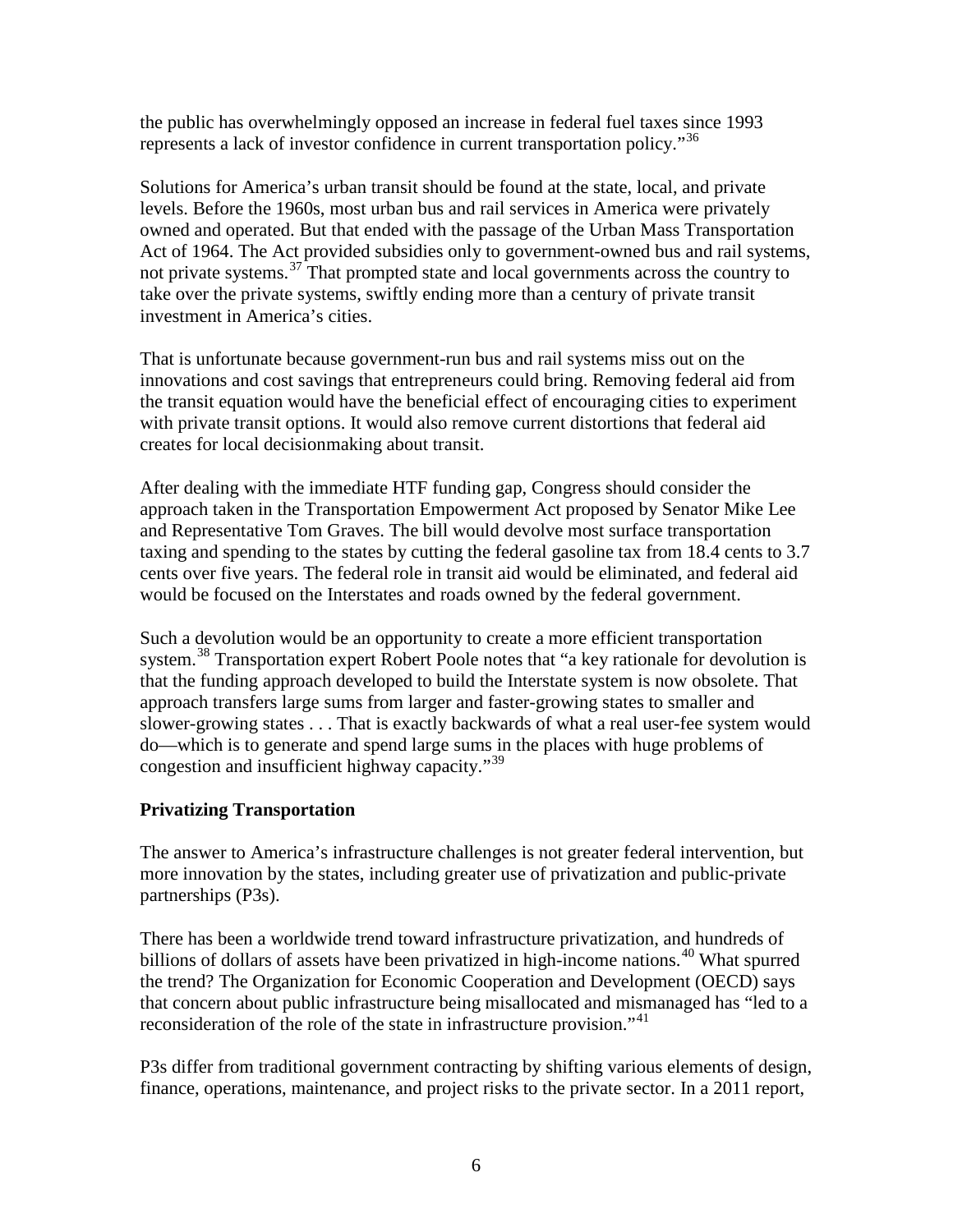the public has overwhelmingly opposed an increase in federal fuel taxes since 1993 represents a lack of investor confidence in current transportation policy."[36]

Solutions for America's urban transit should be found at the state, local, and private levels. Before the 1960s, most urban bus and rail services in America were privately owned and operated. But that ended with the passage of the Urban Mass Transportation Act of 1964. The Act provided subsidies only to government-owned bus and rail systems, not private systems.[37] That prompted state and local governments across the country to take over the private systems, swiftly ending more than a century of private transit investment in America's cities.

That is unfortunate because government-run bus and rail systems miss out on the innovations and cost savings that entrepreneurs could bring. Removing federal aid from the transit equation would have the beneficial effect of encouraging cities to experiment with private transit options. It would also remove current distortions that federal aid creates for local decisionmaking about transit.

After dealing with the immediate HTF funding gap, Congress should consider the approach taken in the Transportation Empowerment Act proposed by Senator Mike Lee and Representative Tom Graves. The bill would devolve most surface transportation taxing and spending to the states by cutting the federal gasoline tax from 18.4 cents to 3.7 cents over five years. The federal role in transit aid would be eliminated, and federal aid would be focused on the Interstates and roads owned by the federal government.

Such a devolution would be an opportunity to create a more efficient transportation system.[38] Transportation expert Robert Poole notes that "a key rationale for devolution is that the funding approach developed to build the Interstate system is now obsolete. That approach transfers large sums from larger and faster-growing states to smaller and slower-growing states . . . That is exactly backwards of what a real user-fee system would do—which is to generate and spend large sums in the places with huge problems of congestion and insufficient highway capacity."[39]

**Privatizing Transportation**

The answer to America's infrastructure challenges is not greater federal intervention, but more innovation by the states, including greater use of privatization and public-private partnerships (P3s).

There has been a worldwide trend toward infrastructure privatization, and hundreds of billions of dollars of assets have been privatized in high-income nations.[40] What spurred the trend? The Organization for Economic Cooperation and Development (OECD) says that concern about public infrastructure being misallocated and mismanaged has "led to a reconsideration of the role of the state in infrastructure provision."[41]

P3s differ from traditional government contracting by shifting various elements of design, finance, operations, maintenance, and project risks to the private sector. In a 2011 report,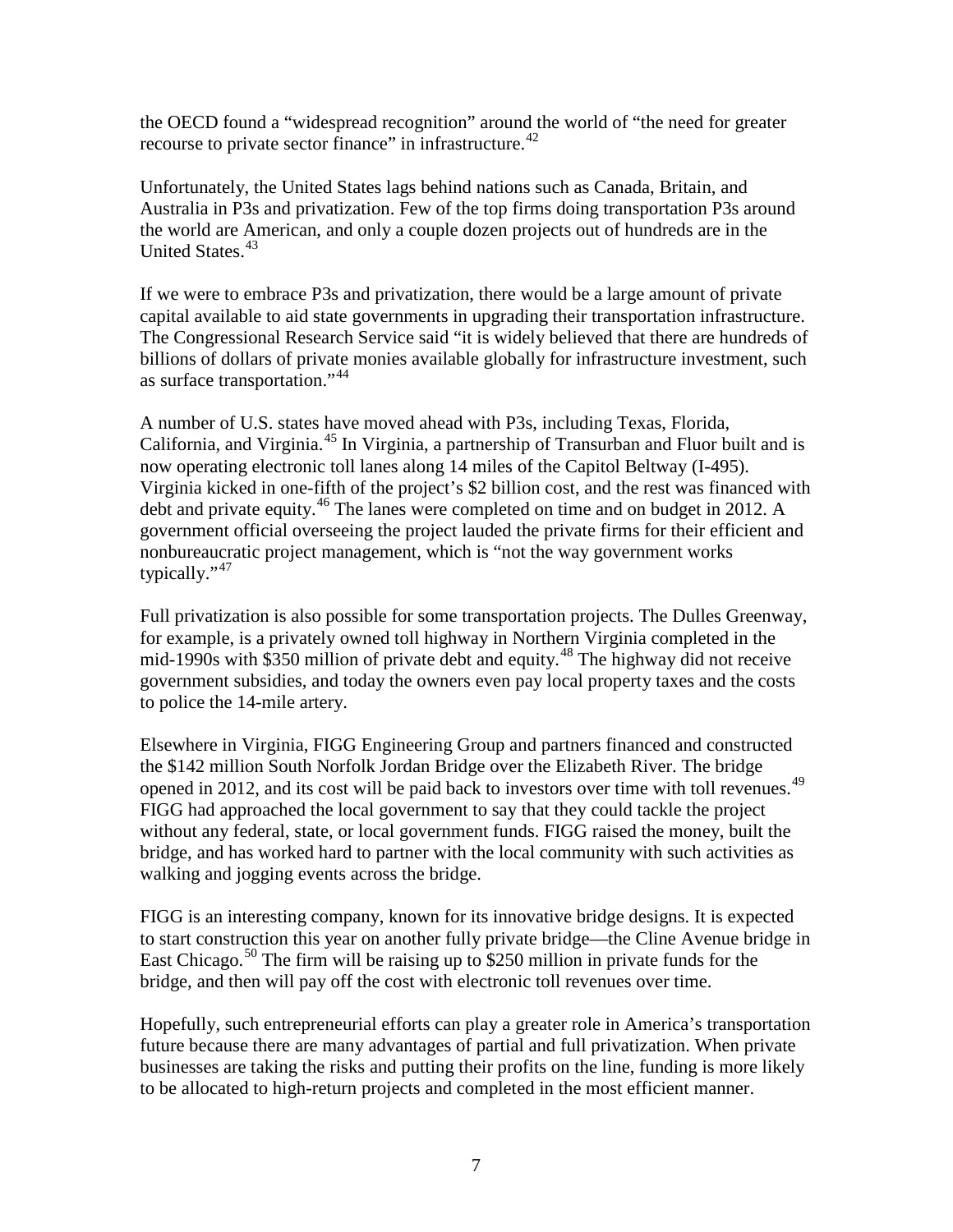the OECD found a "widespread recognition" around the world of "the need for greater recourse to private sector finance" in infrastructure.[42]

Unfortunately, the United States lags behind nations such as Canada, Britain, and Australia in P3s and privatization. Few of the top firms doing transportation P3s around the world are American, and only a couple dozen projects out of hundreds are in the United States.[43]

If we were to embrace P3s and privatization, there would be a large amount of private capital available to aid state governments in upgrading their transportation infrastructure. The Congressional Research Service said "it is widely believed that there are hundreds of billions of dollars of private monies available globally for infrastructure investment, such as surface transportation."[44]

A number of U.S. states have moved ahead with P3s, including Texas, Florida, California, and Virginia.[45] In Virginia, a partnership of Transurban and Fluor built and is now operating electronic toll lanes along 14 miles of the Capitol Beltway (I-495). Virginia kicked in one-fifth of the project's $2 billion cost, and the rest was financed with debt and private equity.[46] The lanes were completed on time and on budget in 2012. A government official overseeing the project lauded the private firms for their efficient and nonbureaucratic project management, which is "not the way government works typically."[47]

Full privatization is also possible for some transportation projects. The Dulles Greenway, for example, is a privately owned toll highway in Northern Virginia completed in the mid-1990s with $350 million of private debt and equity.[48] The highway did not receive government subsidies, and today the owners even pay local property taxes and the costs to police the 14-mile artery.

Elsewhere in Virginia, FIGG Engineering Group and partners financed and constructed the $142 million South Norfolk Jordan Bridge over the Elizabeth River. The bridge opened in 2012, and its cost will be paid back to investors over time with toll revenues.[49] FIGG had approached the local government to say that they could tackle the project without any federal, state, or local government funds. FIGG raised the money, built the bridge, and has worked hard to partner with the local community with such activities as walking and jogging events across the bridge.

FIGG is an interesting company, known for its innovative bridge designs. It is expected to start construction this year on another fully private bridge—the Cline Avenue bridge in East Chicago.[50] The firm will be raising up to $250 million in private funds for the bridge, and then will pay off the cost with electronic toll revenues over time.

Hopefully, such entrepreneurial efforts can play a greater role in America's transportation future because there are many advantages of partial and full privatization. When private businesses are taking the risks and putting their profits on the line, funding is more likely to be allocated to high-return projects and completed in the most efficient manner.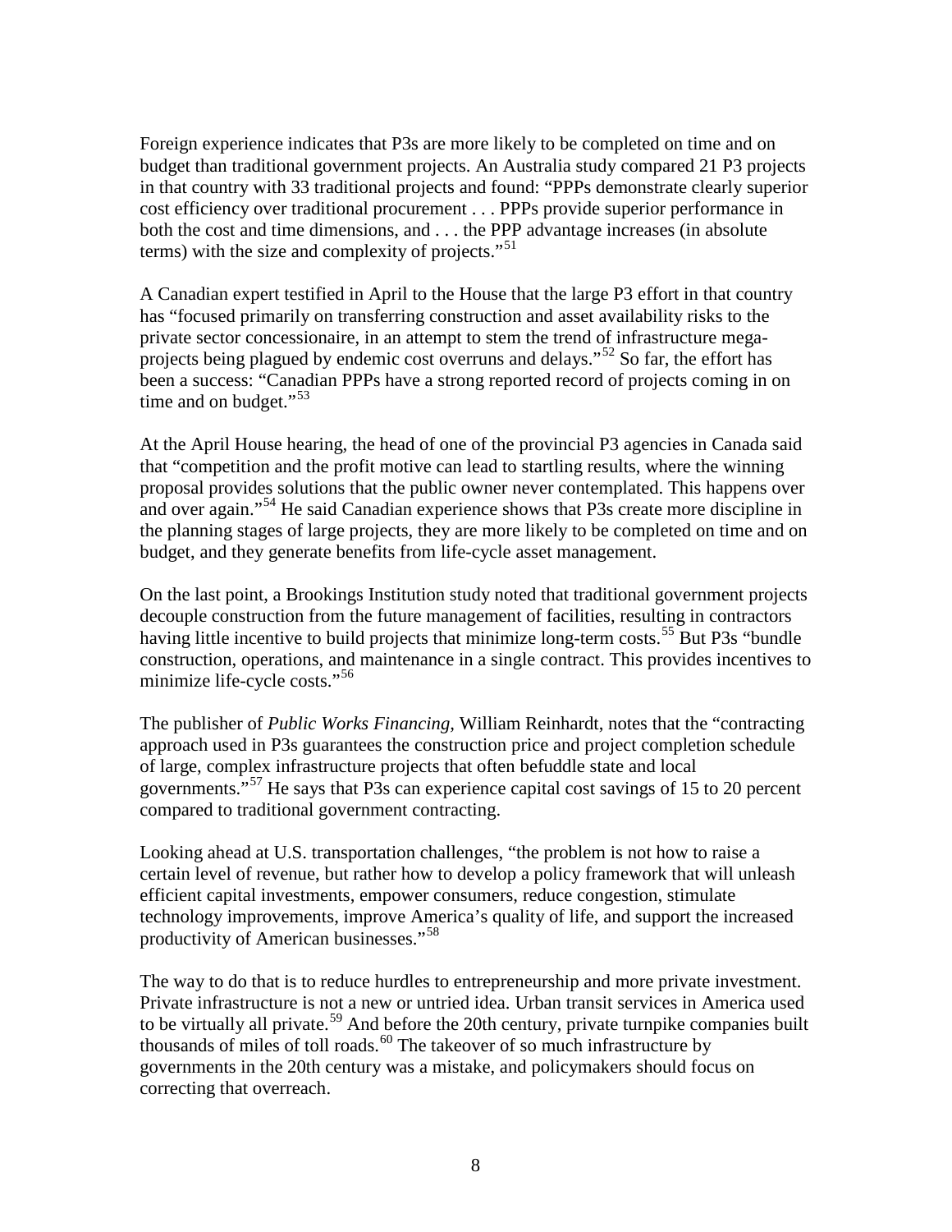Foreign experience indicates that P3s are more likely to be completed on time and on budget than traditional government projects. An Australia study compared 21 P3 projects in that country with 33 traditional projects and found: "PPPs demonstrate clearly superior cost efficiency over traditional procurement . . . PPPs provide superior performance in both the cost and time dimensions, and . . . the PPP advantage increases (in absolute terms) with the size and complexity of projects."[51]

A Canadian expert testified in April to the House that the large P3 effort in that country has "focused primarily on transferring construction and asset availability risks to the private sector concessionaire, in an attempt to stem the trend of infrastructure mega-projects being plagued by endemic cost overruns and delays."[52] So far, the effort has been a success: "Canadian PPPs have a strong reported record of projects coming in on time and on budget."[53]

At the April House hearing, the head of one of the provincial P3 agencies in Canada said that "competition and the profit motive can lead to startling results, where the winning proposal provides solutions that the public owner never contemplated. This happens over and over again."[54] He said Canadian experience shows that P3s create more discipline in the planning stages of large projects, they are more likely to be completed on time and on budget, and they generate benefits from life-cycle asset management.

On the last point, a Brookings Institution study noted that traditional government projects decouple construction from the future management of facilities, resulting in contractors having little incentive to build projects that minimize long-term costs.[55] But P3s "bundle construction, operations, and maintenance in a single contract. This provides incentives to minimize life-cycle costs."[56]

The publisher of *Public Works Financing*, William Reinhardt, notes that the "contracting approach used in P3s guarantees the construction price and project completion schedule of large, complex infrastructure projects that often befuddle state and local governments."[57] He says that P3s can experience capital cost savings of 15 to 20 percent compared to traditional government contracting.

Looking ahead at U.S. transportation challenges, "the problem is not how to raise a certain level of revenue, but rather how to develop a policy framework that will unleash efficient capital investments, empower consumers, reduce congestion, stimulate technology improvements, improve America's quality of life, and support the increased productivity of American businesses."[58]

The way to do that is to reduce hurdles to entrepreneurship and more private investment. Private infrastructure is not a new or untried idea. Urban transit services in America used to be virtually all private.[59] And before the 20th century, private turnpike companies built thousands of miles of toll roads.[60] The takeover of so much infrastructure by governments in the 20th century was a mistake, and policymakers should focus on correcting that overreach.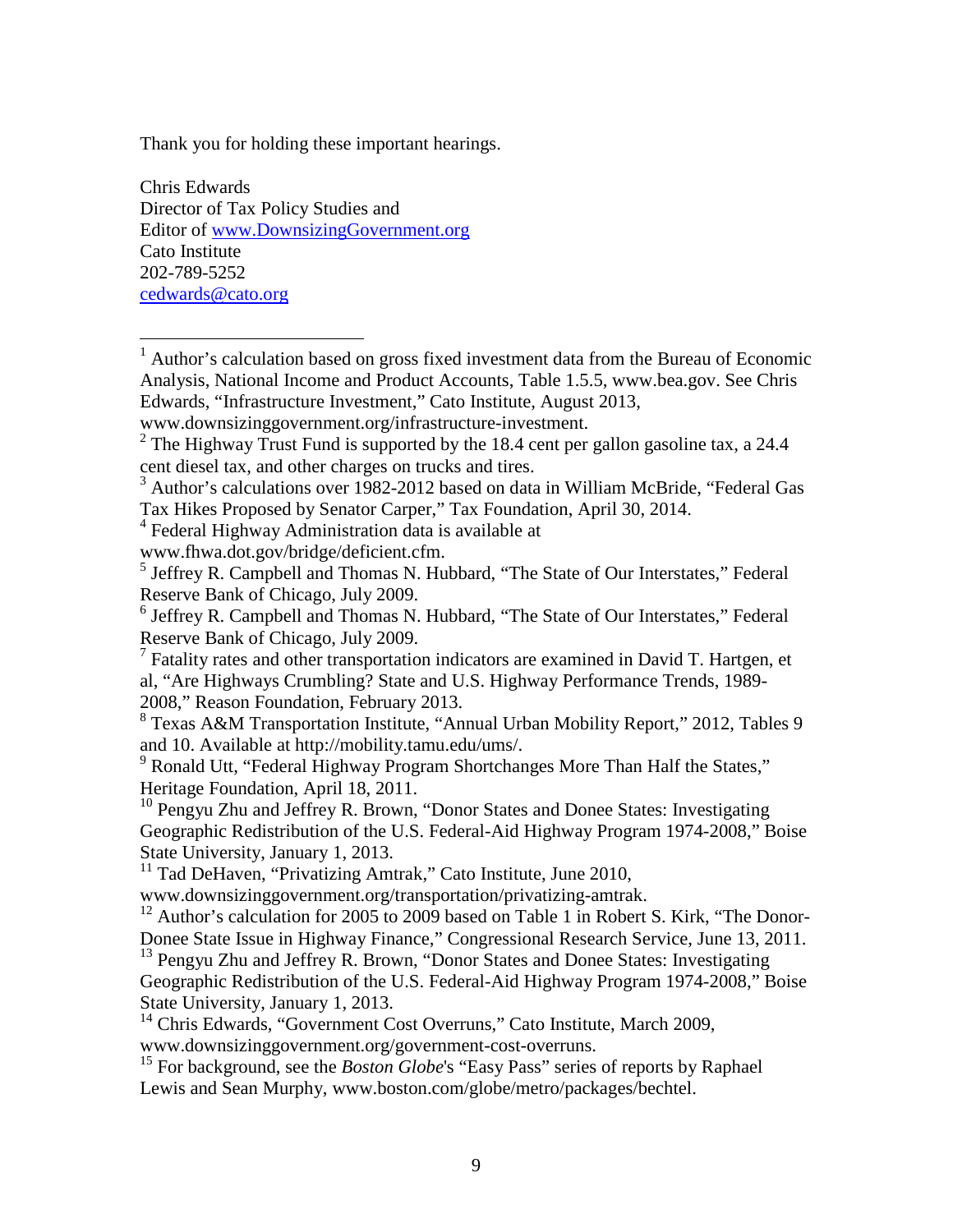Thank you for holding these important hearings.

Chris Edwards
Director of Tax Policy Studies and
Editor of www.DownsizingGovernment.org
Cato Institute
202-789-5252
cedwards@cato.org

---

[1] Author's calculation based on gross fixed investment data from the Bureau of Economic Analysis, National Income and Product Accounts, Table 1.5.5, www.bea.gov. See Chris Edwards, "Infrastructure Investment," Cato Institute, August 2013, www.downsizinggovernment.org/infrastructure-investment.

[2] The Highway Trust Fund is supported by the 18.4 cent per gallon gasoline tax, a 24.4 cent diesel tax, and other charges on trucks and tires.

[3] Author's calculations over 1982-2012 based on data in William McBride, "Federal Gas Tax Hikes Proposed by Senator Carper," Tax Foundation, April 30, 2014.

[4] Federal Highway Administration data is available at www.fhwa.dot.gov/bridge/deficient.cfm.

[5] Jeffrey R. Campbell and Thomas N. Hubbard, "The State of Our Interstates," Federal Reserve Bank of Chicago, July 2009.

[6] Jeffrey R. Campbell and Thomas N. Hubbard, "The State of Our Interstates," Federal Reserve Bank of Chicago, July 2009.

[7] Fatality rates and other transportation indicators are examined in David T. Hartgen, et al, "Are Highways Crumbling? State and U.S. Highway Performance Trends, 1989-2008," Reason Foundation, February 2013.

[8] Texas A&M Transportation Institute, "Annual Urban Mobility Report," 2012, Tables 9 and 10. Available at http://mobility.tamu.edu/ums/.

[9] Ronald Utt, "Federal Highway Program Shortchanges More Than Half the States," Heritage Foundation, April 18, 2011.

[10] Pengyu Zhu and Jeffrey R. Brown, "Donor States and Donee States: Investigating Geographic Redistribution of the U.S. Federal-Aid Highway Program 1974-2008," Boise State University, January 1, 2013.

[11] Tad DeHaven, "Privatizing Amtrak," Cato Institute, June 2010, www.downsizinggovernment.org/transportation/privatizing-amtrak.

[12] Author's calculation for 2005 to 2009 based on Table 1 in Robert S. Kirk, "The Donor-Donee State Issue in Highway Finance," Congressional Research Service, June 13, 2011.

[13] Pengyu Zhu and Jeffrey R. Brown, "Donor States and Donee States: Investigating Geographic Redistribution of the U.S. Federal-Aid Highway Program 1974-2008," Boise State University, January 1, 2013.

[14] Chris Edwards, "Government Cost Overruns," Cato Institute, March 2009, www.downsizinggovernment.org/government-cost-overruns.

[15] For background, see the *Boston Globe*'s "Easy Pass" series of reports by Raphael Lewis and Sean Murphy, www.boston.com/globe/metro/packages/bechtel.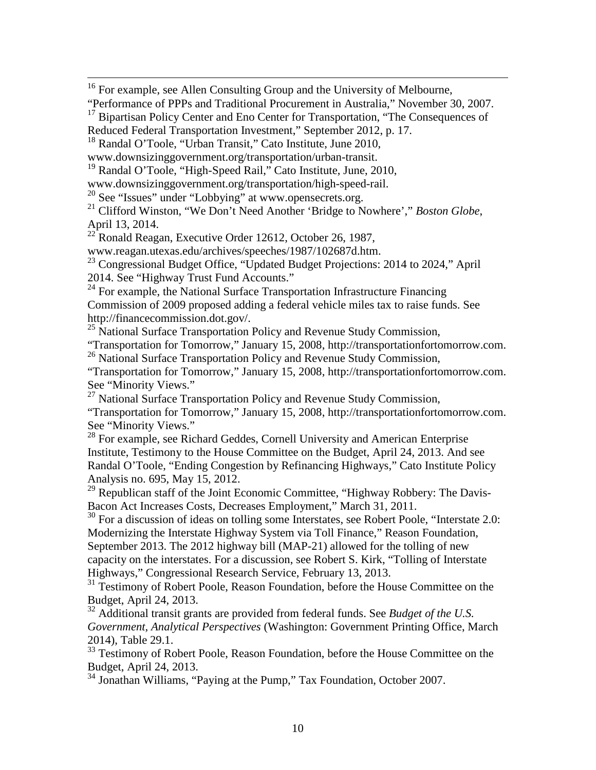[16] For example, see Allen Consulting Group and the University of Melbourne, "Performance of PPPs and Traditional Procurement in Australia," November 30, 2007.

[17] Bipartisan Policy Center and Eno Center for Transportation, "The Consequences of Reduced Federal Transportation Investment," September 2012, p. 17.

[18] Randal O'Toole, "Urban Transit," Cato Institute, June 2010, www.downsizinggovernment.org/transportation/urban-transit.

[19] Randal O'Toole, "High-Speed Rail," Cato Institute, June, 2010, www.downsizinggovernment.org/transportation/high-speed-rail.

[20] See "Issues" under "Lobbying" at www.opensecrets.org.

[21] Clifford Winston, "We Don't Need Another 'Bridge to Nowhere'," *Boston Globe*, April 13, 2014.

[22] Ronald Reagan, Executive Order 12612, October 26, 1987, www.reagan.utexas.edu/archives/speeches/1987/102687d.htm.

[23] Congressional Budget Office, "Updated Budget Projections: 2014 to 2024," April 2014. See "Highway Trust Fund Accounts."

[24] For example, the National Surface Transportation Infrastructure Financing Commission of 2009 proposed adding a federal vehicle miles tax to raise funds. See http://financecommission.dot.gov/.

[25] National Surface Transportation Policy and Revenue Study Commission, "Transportation for Tomorrow," January 15, 2008, http://transportationfortomorrow.com.

[26] National Surface Transportation Policy and Revenue Study Commission, "Transportation for Tomorrow," January 15, 2008, http://transportationfortomorrow.com. See "Minority Views."

[27] National Surface Transportation Policy and Revenue Study Commission, "Transportation for Tomorrow," January 15, 2008, http://transportationfortomorrow.com. See "Minority Views."

[28] For example, see Richard Geddes, Cornell University and American Enterprise Institute, Testimony to the House Committee on the Budget, April 24, 2013. And see Randal O'Toole, "Ending Congestion by Refinancing Highways," Cato Institute Policy Analysis no. 695, May 15, 2012.

[29] Republican staff of the Joint Economic Committee, "Highway Robbery: The Davis-Bacon Act Increases Costs, Decreases Employment," March 31, 2011.

[30] For a discussion of ideas on tolling some Interstates, see Robert Poole, "Interstate 2.0: Modernizing the Interstate Highway System via Toll Finance," Reason Foundation, September 2013. The 2012 highway bill (MAP-21) allowed for the tolling of new capacity on the interstates. For a discussion, see Robert S. Kirk, "Tolling of Interstate Highways," Congressional Research Service, February 13, 2013.

[31] Testimony of Robert Poole, Reason Foundation, before the House Committee on the Budget, April 24, 2013.

[32] Additional transit grants are provided from federal funds. See *Budget of the U.S. Government, Analytical Perspectives* (Washington: Government Printing Office, March 2014), Table 29.1.

[33] Testimony of Robert Poole, Reason Foundation, before the House Committee on the Budget, April 24, 2013.

[34] Jonathan Williams, "Paying at the Pump," Tax Foundation, October 2007.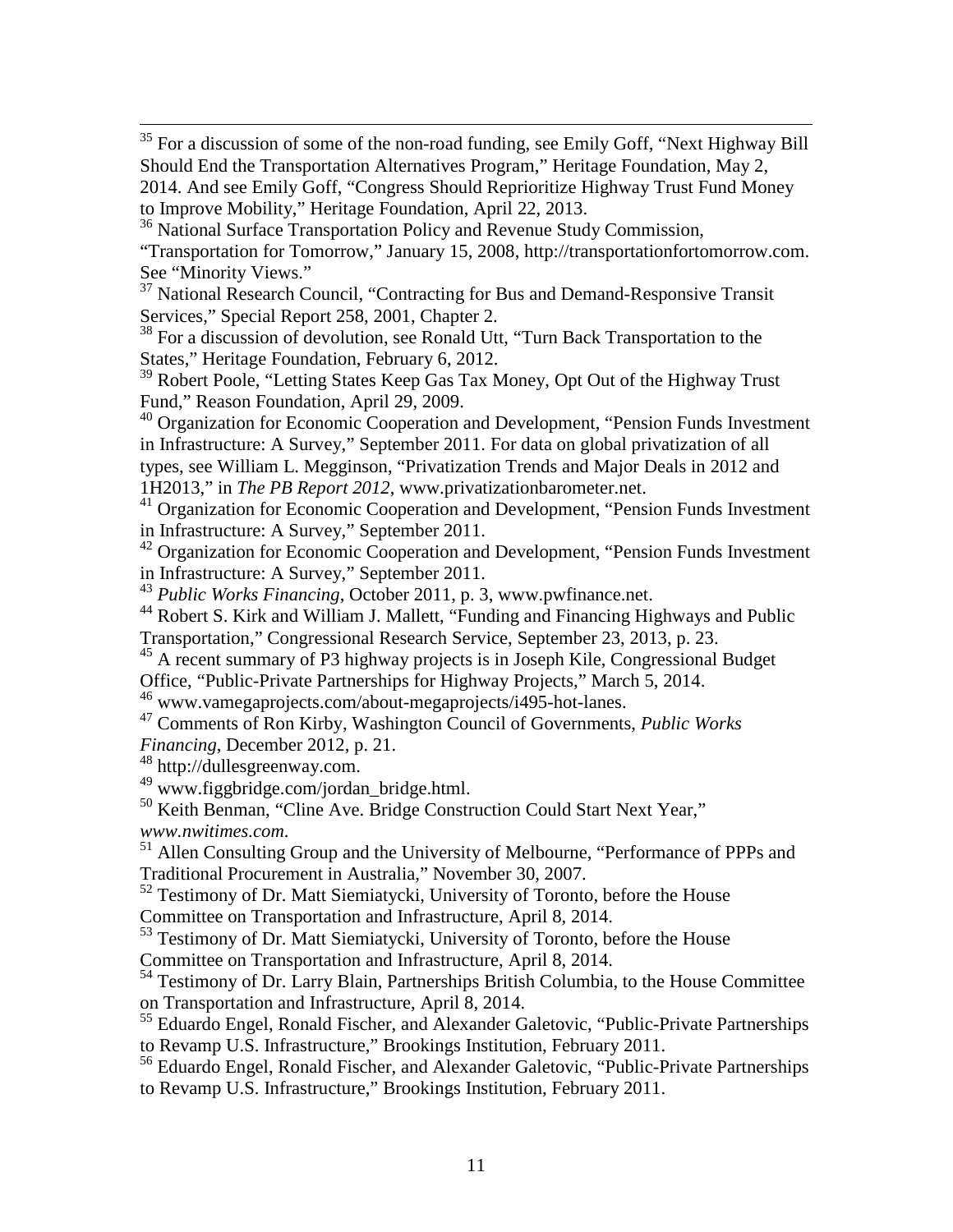[35] For a discussion of some of the non-road funding, see Emily Goff, "Next Highway Bill Should End the Transportation Alternatives Program," Heritage Foundation, May 2, 2014. And see Emily Goff, "Congress Should Reprioritize Highway Trust Fund Money to Improve Mobility," Heritage Foundation, April 22, 2013.

[36] National Surface Transportation Policy and Revenue Study Commission, "Transportation for Tomorrow," January 15, 2008, http://transportationfortomorrow.com. See "Minority Views."

[37] National Research Council, "Contracting for Bus and Demand-Responsive Transit Services," Special Report 258, 2001, Chapter 2.

[38] For a discussion of devolution, see Ronald Utt, "Turn Back Transportation to the States," Heritage Foundation, February 6, 2012.

[39] Robert Poole, "Letting States Keep Gas Tax Money, Opt Out of the Highway Trust Fund," Reason Foundation, April 29, 2009.

[40] Organization for Economic Cooperation and Development, "Pension Funds Investment in Infrastructure: A Survey," September 2011. For data on global privatization of all types, see William L. Megginson, "Privatization Trends and Major Deals in 2012 and 1H2013," in *The PB Report 2012*, www.privatizationbarometer.net.

[41] Organization for Economic Cooperation and Development, "Pension Funds Investment in Infrastructure: A Survey," September 2011.

[42] Organization for Economic Cooperation and Development, "Pension Funds Investment in Infrastructure: A Survey," September 2011.

[43] *Public Works Financing*, October 2011, p. 3, www.pwfinance.net.

[44] Robert S. Kirk and William J. Mallett, "Funding and Financing Highways and Public Transportation," Congressional Research Service, September 23, 2013, p. 23.

[45] A recent summary of P3 highway projects is in Joseph Kile, Congressional Budget Office, "Public-Private Partnerships for Highway Projects," March 5, 2014.

[46] www.vamegaprojects.com/about-megaprojects/i495-hot-lanes.

[47] Comments of Ron Kirby, Washington Council of Governments, *Public Works Financing*, December 2012, p. 21.

[48] http://dullesgreenway.com.

[49] www.figgbridge.com/jordan_bridge.html.

[50] Keith Benman, "Cline Ave. Bridge Construction Could Start Next Year," *www.nwitimes.com*.

[51] Allen Consulting Group and the University of Melbourne, "Performance of PPPs and Traditional Procurement in Australia," November 30, 2007.

[52] Testimony of Dr. Matt Siemiatycki, University of Toronto, before the House Committee on Transportation and Infrastructure, April 8, 2014.

[53] Testimony of Dr. Matt Siemiatycki, University of Toronto, before the House Committee on Transportation and Infrastructure, April 8, 2014.

[54] Testimony of Dr. Larry Blain, Partnerships British Columbia, to the House Committee on Transportation and Infrastructure, April 8, 2014.

[55] Eduardo Engel, Ronald Fischer, and Alexander Galetovic, "Public-Private Partnerships to Revamp U.S. Infrastructure," Brookings Institution, February 2011.

[56] Eduardo Engel, Ronald Fischer, and Alexander Galetovic, "Public-Private Partnerships to Revamp U.S. Infrastructure," Brookings Institution, February 2011.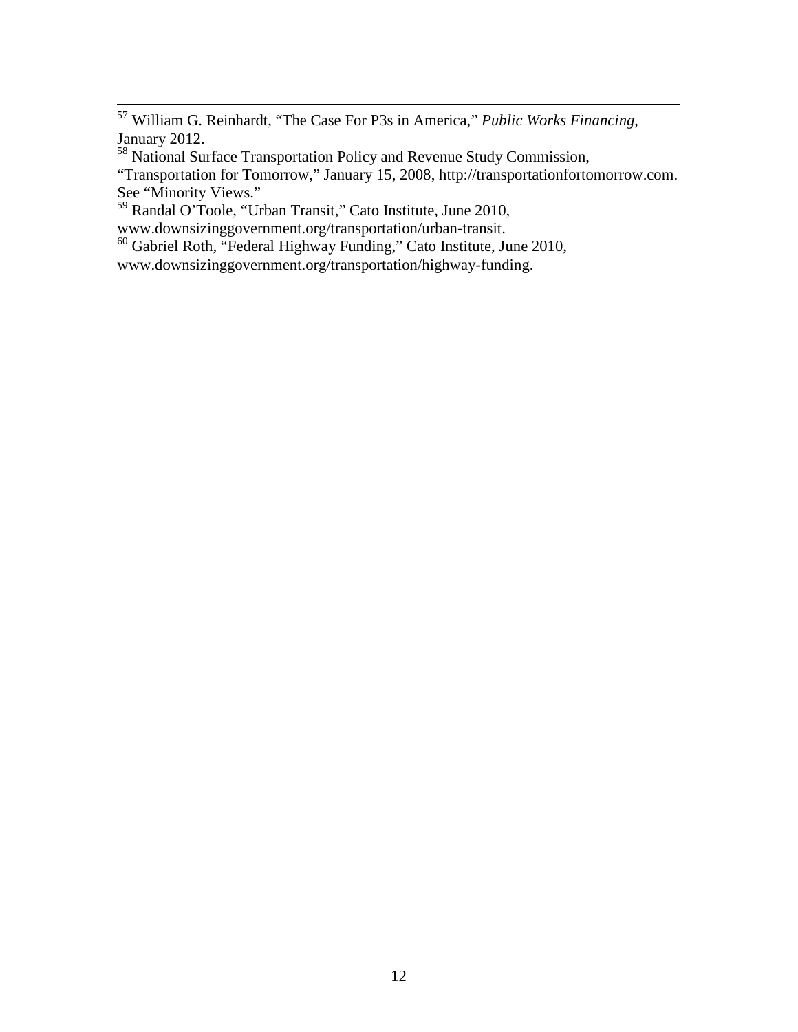[57] William G. Reinhardt, "The Case For P3s in America," *Public Works Financing*, January 2012.

[58] National Surface Transportation Policy and Revenue Study Commission, "Transportation for Tomorrow," January 15, 2008, http://transportationfortomorrow.com. See "Minority Views."

[59] Randal O'Toole, "Urban Transit," Cato Institute, June 2010, www.downsizinggovernment.org/transportation/urban-transit.

[60] Gabriel Roth, "Federal Highway Funding," Cato Institute, June 2010, www.downsizinggovernment.org/transportation/highway-funding.